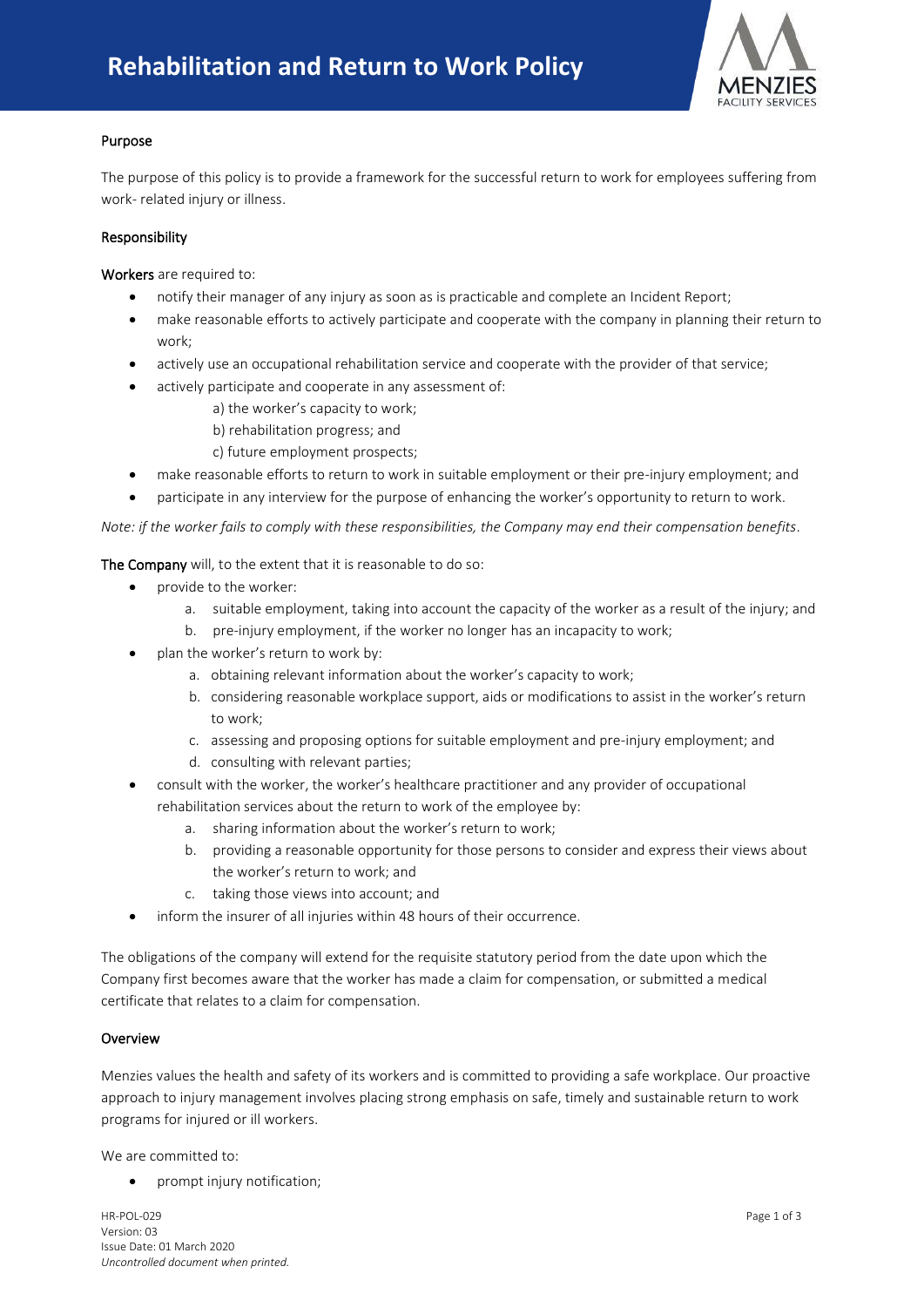# Rehabilitation and Return to Work Policy

## Purpose

The purpose of this policy is to provide a framework for the successful return to work for employees suffering from work- related injury or illness.

## Responsibility

**Workers** are required to:

- notify their manager of any injury as soon as is practicable and complete an Incident Report;
- make reasonable efforts to actively participate and cooperate with the company in planning their return to work;
- actively use an occupational rehabilitation service and cooperate with the provider of that service;
- actively participate and cooperate in any assessment of:
  - a) the worker's capacity to work;
  - b) rehabilitation progress; and
  - c) future employment prospects;
- make reasonable efforts to return to work in suitable employment or their pre-injury employment; and
- participate in any interview for the purpose of enhancing the worker's opportunity to return to work.

*Note: if the worker fails to comply with these responsibilities, the Company may end their compensation benefits*.

**The Company** will, to the extent that it is reasonable to do so:

- provide to the worker:
  a. suitable employment, taking into account the capacity of the worker as a result of the injury; and
  b. pre-injury employment, if the worker no longer has an incapacity to work;
- plan the worker's return to work by:
  a. obtaining relevant information about the worker's capacity to work;
  b. considering reasonable workplace support, aids or modifications to assist in the worker's return to work;
  c. assessing and proposing options for suitable employment and pre-injury employment; and
  d. consulting with relevant parties;
- consult with the worker, the worker's healthcare practitioner and any provider of occupational rehabilitation services about the return to work of the employee by:
  a. sharing information about the worker's return to work;
  b. providing a reasonable opportunity for those persons to consider and express their views about the worker's return to work; and
  c. taking those views into account; and
- inform the insurer of all injuries within 48 hours of their occurrence.

The obligations of the company will extend for the requisite statutory period from the date upon which the Company first becomes aware that the worker has made a claim for compensation, or submitted a medical certificate that relates to a claim for compensation.

## Overview

Menzies values the health and safety of its workers and is committed to providing a safe workplace. Our proactive approach to injury management involves placing strong emphasis on safe, timely and sustainable return to work programs for injured or ill workers.

We are committed to:

- prompt injury notification;

HR-POL-029
Version: 03
Issue Date: 01 March 2020
*Uncontrolled document when printed.*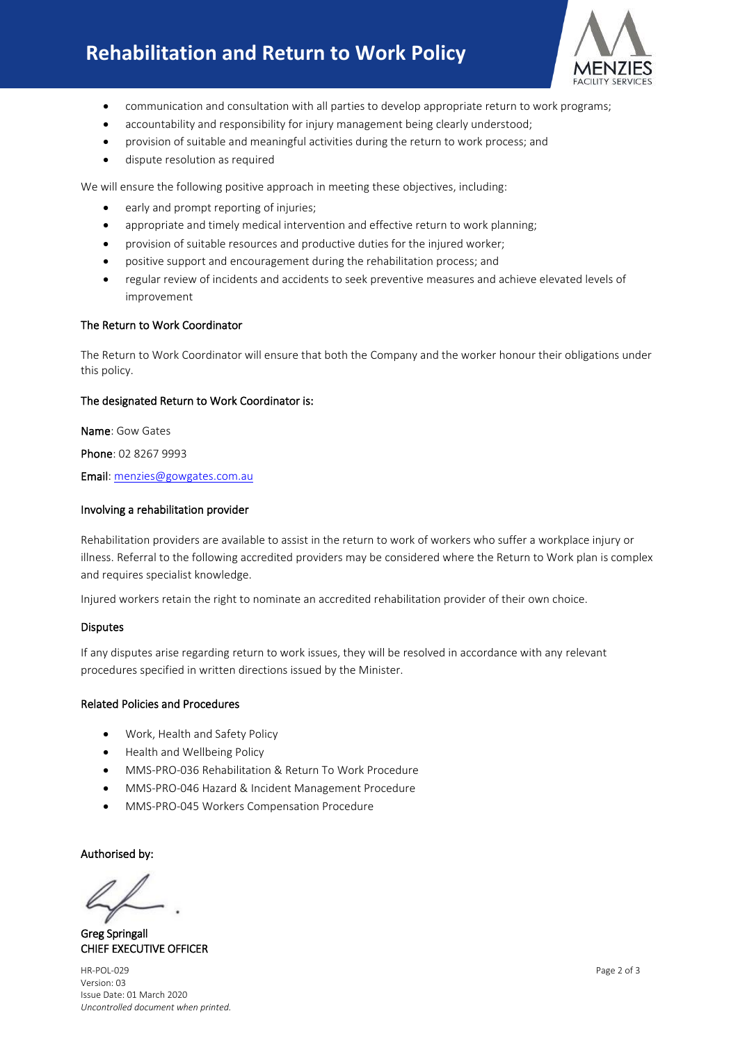- communication and consultation with all parties to develop appropriate return to work programs;
- accountability and responsibility for injury management being clearly understood;
- provision of suitable and meaningful activities during the return to work process; and
- dispute resolution as required

We will ensure the following positive approach in meeting these objectives, including:

- early and prompt reporting of injuries;
- appropriate and timely medical intervention and effective return to work planning;
- provision of suitable resources and productive duties for the injured worker;
- positive support and encouragement during the rehabilitation process; and
- regular review of incidents and accidents to seek preventive measures and achieve elevated levels of improvement

### The Return to Work Coordinator

The Return to Work Coordinator will ensure that both the Company and the worker honour their obligations under this policy.

### The designated Return to Work Coordinator is:

**Name**: Gow Gates

**Phone**: 02 8267 9993

**Email**: menzies@gowgates.com.au

### Involving a rehabilitation provider

Rehabilitation providers are available to assist in the return to work of workers who suffer a workplace injury or illness. Referral to the following accredited providers may be considered where the Return to Work plan is complex and requires specialist knowledge.

Injured workers retain the right to nominate an accredited rehabilitation provider of their own choice.

### Disputes

If any disputes arise regarding return to work issues, they will be resolved in accordance with any relevant procedures specified in written directions issued by the Minister.

### Related Policies and Procedures

- Work, Health and Safety Policy
- Health and Wellbeing Policy
- MMS-PRO-036 Rehabilitation & Return To Work Procedure
- MMS-PRO-046 Hazard & Incident Management Procedure
- MMS-PRO-045 Workers Compensation Procedure

**Authorised by:**

Greg Springall
CHIEF EXECUTIVE OFFICER

HR-POL-029
Version: 03
Issue Date: 01 March 2020
*Uncontrolled document when printed.*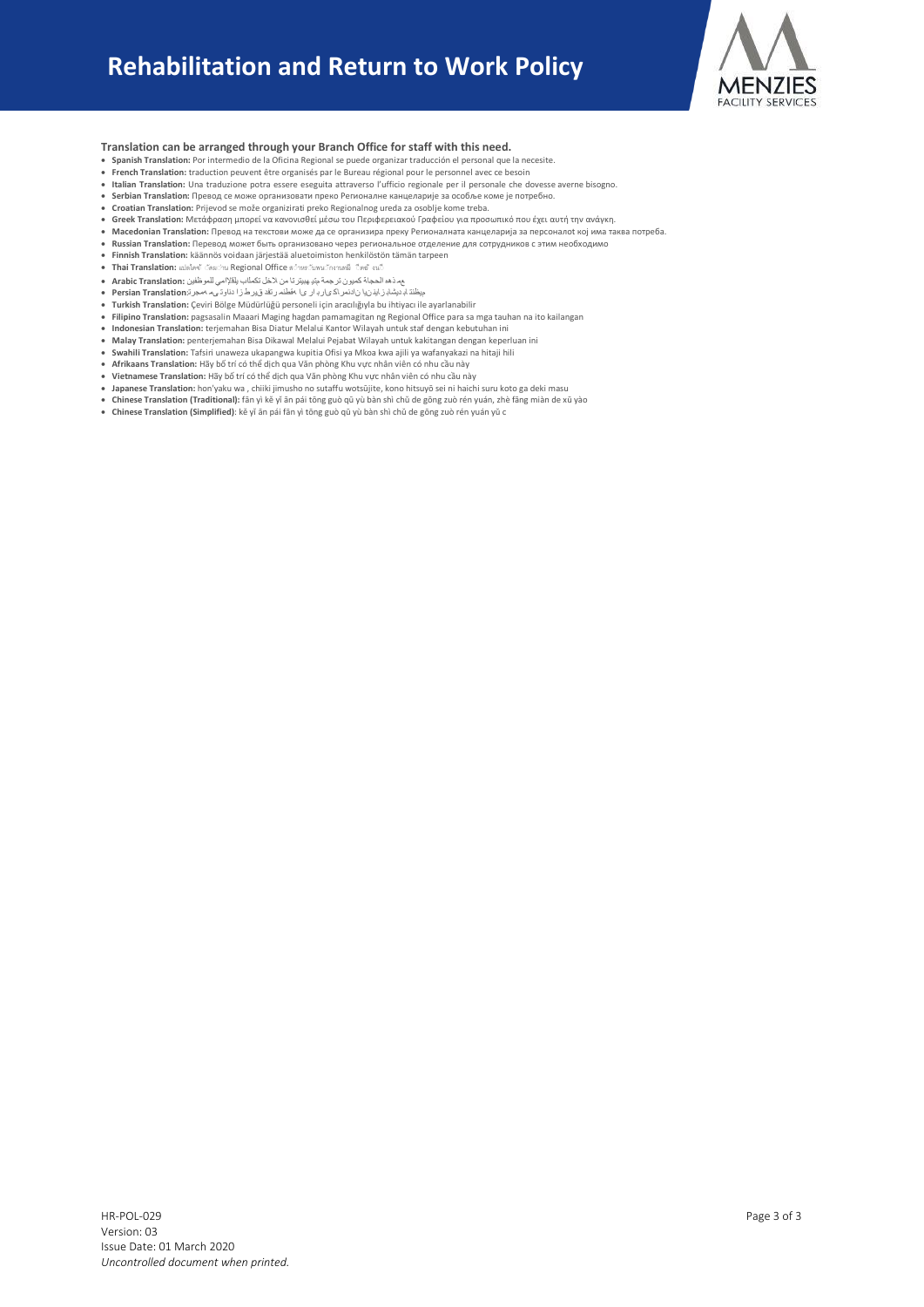# Rehabilitation and Return to Work Policy

**Translation can be arranged through your Branch Office for staff with this need.**

- **Spanish Translation:** Por intermedio de la Oficina Regional se puede organizar traducción el personal que la necesite.
- **French Translation:** traduction peuvent être organisés par le Bureau régional pour le personnel avec ce besoin
- **Italian Translation:** Una traduzione potra essere eseguita attraverso l'ufficio regionale per il personale che dovesse averne bisogno.
- **Serbian Translation:** Превод се може организовати преко Регионалне канцеларије за особље коме је потребно.
- **Croatian Translation:** Prijevod se može organizirati preko Regionalnog ureda za osoblje kome treba.
- **Greek Translation:** Μετάφραση μπορεί να κανονισθεί μέσω του Περιφερειακού Γραφείου για προσωπικό που έχει αυτή την ανάγκη.
- **Macedonian Translation:** Превод на текстови може да се организира преку Регионалната канцеларија за персоналот кој има таква потреба.
- **Russian Translation:** Перевод может быть организовано через региональное отделение для сотрудников с этим необходимо
- **Finnish Translation:** käännös voidaan järjestää aluetoimiston henkilöstön tämän tarpeen
- **Thai Translation:** แปลได้ โดยผ่าน Regional Office สำหรับพนักงานที่มีความต้องการนี้
- **Arabic Translation:** يمكن ترتيب الترجمة من خلال المكتب الإقليمي للموظفين مع هذه الحاجة
- **Persian Translation:** ترجمه می تواند از طریق دفتر منطقه ای برای کارمندان با این نیاز ترتیب داده شود
- **Turkish Translation:** Çeviri Bölge Müdürlüğü personeli için aracılığıyla bu ihtiyacı ile ayarlanabilir
- **Filipino Translation:** pagsasalin Maaari Maging hagdan pamamagitan ng Regional Office para sa mga tauhan na ito kailangan
- **Indonesian Translation:** terjemahan Bisa Diatur Melalui Kantor Wilayah untuk staf dengan kebutuhan ini
- **Malay Translation:** penterjemahan Bisa Dikawal Melalui Pejabat Wilayah untuk kakitangan dengan keperluan ini
- **Swahili Translation:** Tafsiri unaweza ukapangwa kupitia Ofisi ya Mkoa kwa ajili ya wafanyakazi na hitaji hili
- **Afrikaans Translation:** Hãy bố trí có thể dịch qua Văn phòng Khu vực nhân viên có nhu cầu này
- **Vietnamese Translation:** Hãy bố trí có thể dịch qua Văn phòng Khu vực nhân viên có nhu cầu này
- **Japanese Translation:** hon'yaku wa , chiiki jimusho no sutaffu wotsūjite, kono hitsuyō sei ni haichi suru koto ga deki masu
- **Chinese Translation (Traditional):** fān yì kě yǐ ān pái tōng guò qū yù bàn shì chù de gōng zuò rén yuán, zhè fāng miàn de xū yào
- **Chinese Translation (Simplified)**: kě yǐ ān pái fān yì tōng guò qū yù bàn shì chù de gōng zuò rén yuán yǔ c

HR-POL-029
Version: 03
Issue Date: 01 March 2020
*Uncontrolled document when printed.*